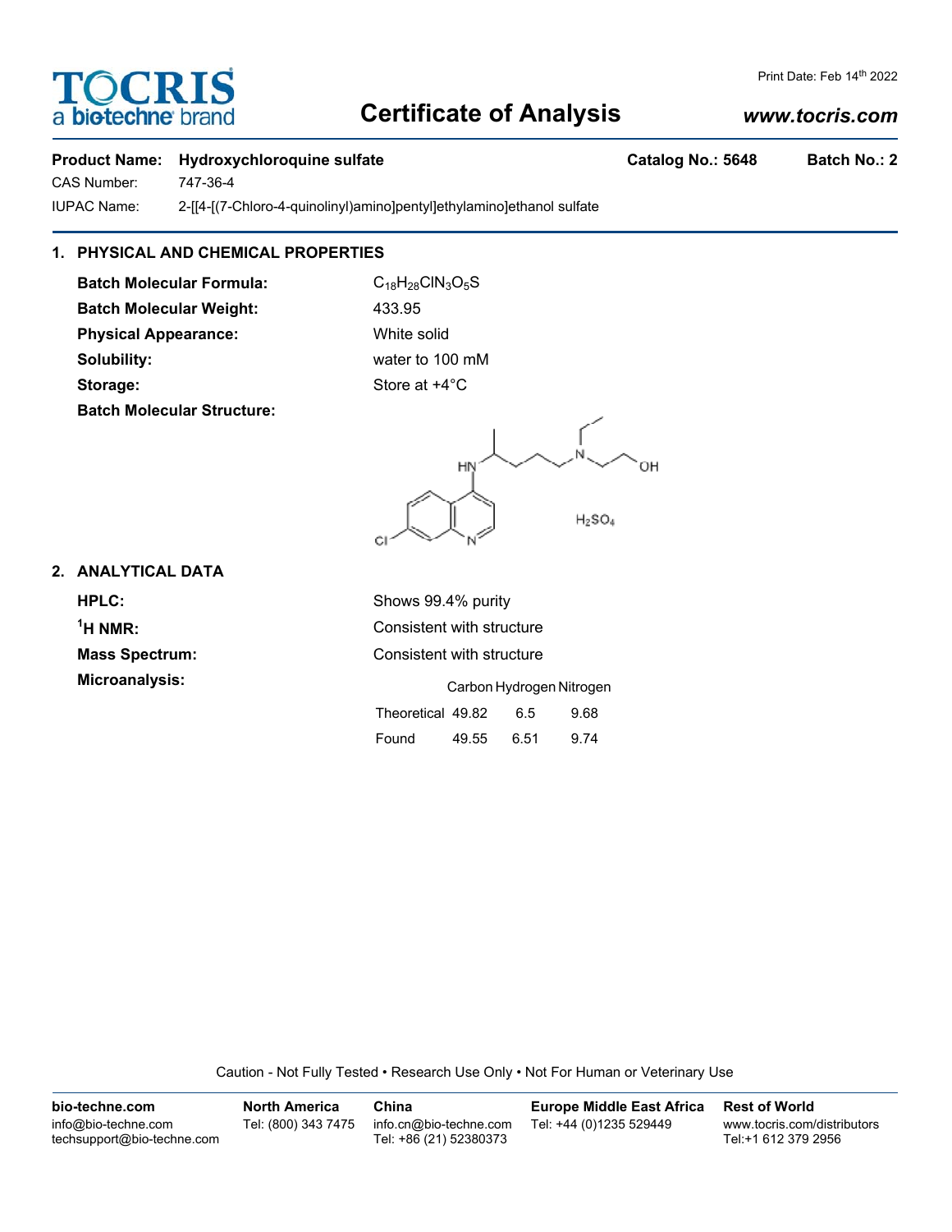# Certificate of Analysis

Print Date: Feb 14th 2022

www.tocris.com

**Product Name:** Hydroxychloroquine sulfate **Catalog No.:** 5648 **Batch No.:** 2

CAS Number: 747-36-4

IUPAC Name: 2-[[4-[(7-Chloro-4-quinolinyl)amino]pentyl]ethylamino]ethanol sulfate

## 1. PHYSICAL AND CHEMICAL PROPERTIES

**Batch Molecular Formula:** $C_{18}H_{28}ClN_3O_5S$

**Batch Molecular Weight:** 433.95

**Physical Appearance:** White solid

**Solubility:** water to 100 mM

**Storage:** Store at +4°C

**Batch Molecular Structure:**

$H_2SO_4$

## 2. ANALYTICAL DATA

**HPLC:** Shows 99.4% purity

**$^1$H NMR:** Consistent with structure

**Mass Spectrum:** Consistent with structure

**Microanalysis:**

| | Carbon | Hydrogen | Nitrogen |
|---|---|---|---|
| Theoretical | 49.82 | 6.5 | 9.68 |
| Found | 49.55 | 6.51 | 9.74 |

Caution - Not Fully Tested • Research Use Only • Not For Human or Veterinary Use

| bio-techne.com | North America | China | Europe Middle East Africa | Rest of World |
|---|---|---|---|---|
| info@bio-techne.com<br>techsupport@bio-techne.com | Tel: (800) 343 7475 | info.cn@bio-techne.com<br>Tel: +86 (21) 52380373 | Tel: +44 (0)1235 529449 | www.tocris.com/distributors<br>Tel:+1 612 379 2956 |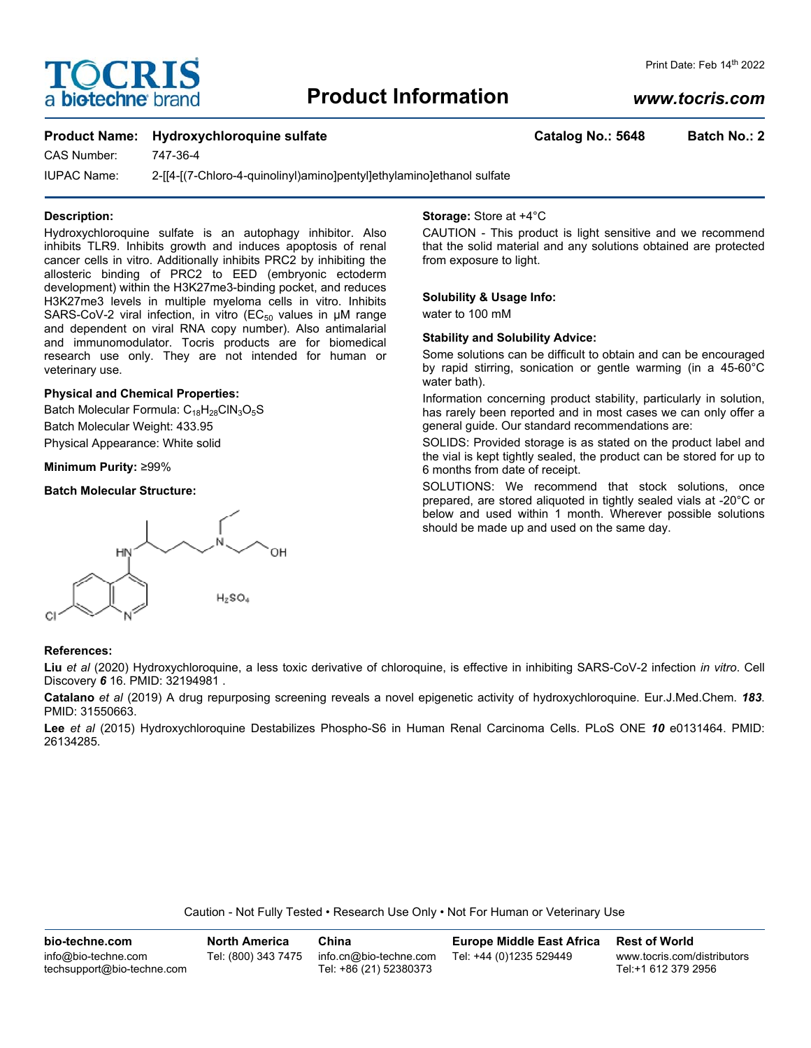# Product Information

**Product Name:** Hydroxychloroquine sulfate  **Catalog No.:** 5648  **Batch No.:** 2

CAS Number: 747-36-4

IUPAC Name: 2-[[4-[(7-Chloro-4-quinolinyl)amino]pentyl]ethylamino]ethanol sulfate

### Description:

Hydroxychloroquine sulfate is an autophagy inhibitor. Also inhibits TLR9. Inhibits growth and induces apoptosis of renal cancer cells in vitro. Additionally inhibits PRC2 by inhibiting the allosteric binding of PRC2 to EED (embryonic ectoderm development) within the H3K27me3-binding pocket, and reduces H3K27me3 levels in multiple myeloma cells in vitro. Inhibits SARS-CoV-2 viral infection, in vitro ($EC_{50}$ values in μM range and dependent on viral RNA copy number). Also antimalarial and immunomodulator. Tocris products are for biomedical research use only. They are not intended for human or veterinary use.

### Physical and Chemical Properties:

Batch Molecular Formula: $C_{18}H_{28}ClN_3O_5S$

Batch Molecular Weight: 433.95

Physical Appearance: White solid

**Minimum Purity:** ≥99%

**Batch Molecular Structure:**

HN, N, OH, Cl, N

$H_2SO_4$

**Storage:** Store at +4°C

CAUTION - This product is light sensitive and we recommend that the solid material and any solutions obtained are protected from exposure to light.

### Solubility & Usage Info:

water to 100 mM

### Stability and Solubility Advice:

Some solutions can be difficult to obtain and can be encouraged by rapid stirring, sonication or gentle warming (in a 45-60°C water bath).

Information concerning product stability, particularly in solution, has rarely been reported and in most cases we can only offer a general guide. Our standard recommendations are:

SOLIDS: Provided storage is as stated on the product label and the vial is kept tightly sealed, the product can be stored for up to 6 months from date of receipt.

SOLUTIONS: We recommend that stock solutions, once prepared, are stored aliquoted in tightly sealed vials at -20°C or below and used within 1 month. Wherever possible solutions should be made up and used on the same day.

### References:

**Liu** *et al* (2020) Hydroxychloroquine, a less toxic derivative of chloroquine, is effective in inhibiting SARS-CoV-2 infection *in vitro*. Cell Discovery ***6*** 16. PMID: 32194981 .

**Catalano** *et al* (2019) A drug repurposing screening reveals a novel epigenetic activity of hydroxychloroquine. Eur.J.Med.Chem. ***183***. PMID: 31550663.

**Lee** *et al* (2015) Hydroxychloroquine Destabilizes Phospho-S6 in Human Renal Carcinoma Cells. PLoS ONE ***10*** e0131464. PMID: 26134285.

Caution - Not Fully Tested • Research Use Only • Not For Human or Veterinary Use

**bio-techne.com**
info@bio-techne.com
techsupport@bio-techne.com

**North America**
Tel: (800) 343 7475

**China**
info.cn@bio-techne.com
Tel: +86 (21) 52380373

**Europe Middle East Africa**
Tel: +44 (0)1235 529449

**Rest of World**
www.tocris.com/distributors
Tel:+1 612 379 2956